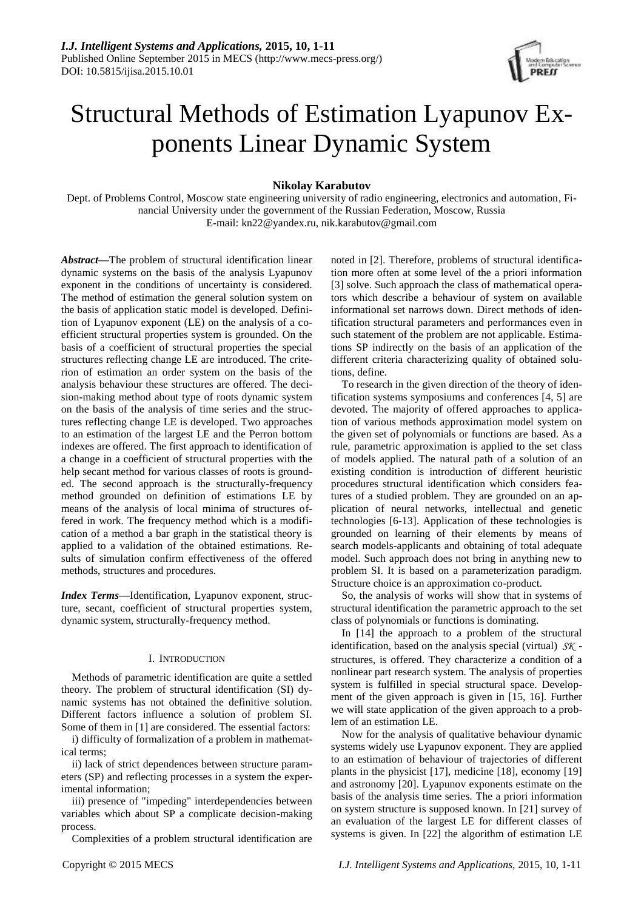# Structural Methods of Estimation Lyapunov Exponents Linear Dynamic System

**Nikolay Karabutov**

Dept. of Problems Control, Moscow state engineering university of radio engineering, electronics and automation, Financial University under the government of the Russian Federation, Moscow, Russia
E-mail: kn22@yandex.ru, nik.karabutov@gmail.com

***Abstract*—**The problem of structural identification linear dynamic systems on the basis of the analysis Lyapunov exponent in the conditions of uncertainty is considered. The method of estimation the general solution system on the basis of application static model is developed. Definition of Lyapunov exponent (LE) on the analysis of a coefficient structural properties system is grounded. On the basis of a coefficient of structural properties the special structures reflecting change LE are introduced. The criterion of estimation an order system on the basis of the analysis behaviour these structures are offered. The decision-making method about type of roots dynamic system on the basis of the analysis of time series and the structures reflecting change LE is developed. Two approaches to an estimation of the largest LE and the Perron bottom indexes are offered. The first approach to identification of a change in a coefficient of structural properties with the help secant method for various classes of roots is grounded. The second approach is the structurally-frequency method grounded on definition of estimations LE by means of the analysis of local minima of structures offered in work. The frequency method which is a modification of a method a bar graph in the statistical theory is applied to a validation of the obtained estimations. Results of simulation confirm effectiveness of the offered methods, structures and procedures.

***Index Terms*—**Identification, Lyapunov exponent, structure, secant, coefficient of structural properties system, dynamic system, structurally-frequency method.

## I. Introduction

Methods of parametric identification are quite a settled theory. The problem of structural identification (SI) dynamic systems has not obtained the definitive solution. Different factors influence a solution of problem SI. Some of them in [1] are considered. The essential factors:

i) difficulty of formalization of a problem in mathematical terms;

ii) lack of strict dependences between structure parameters (SP) and reflecting processes in a system the experimental information;

iii) presence of "impeding" interdependencies between variables which about SP a complicate decision-making process.

Complexities of a problem structural identification are noted in [2]. Therefore, problems of structural identification more often at some level of the a priori information [3] solve. Such approach the class of mathematical operators which describe a behaviour of system on available informational set narrows down. Direct methods of identification structural parameters and performances even in such statement of the problem are not applicable. Estimations SP indirectly on the basis of an application of the different criteria characterizing quality of obtained solutions, define.

To research in the given direction of the theory of identification systems symposiums and conferences [4, 5] are devoted. The majority of offered approaches to application of various methods approximation model system on the given set of polynomials or functions are based. As a rule, parametric approximation is applied to the set class of models applied. The natural path of a solution of an existing condition is introduction of different heuristic procedures structural identification which considers features of a studied problem. They are grounded on an application of neural networks, intellectual and genetic technologies [6-13]. Application of these technologies is grounded on learning of their elements by means of search models-applicants and obtaining of total adequate model. Such approach does not bring in anything new to problem SI. It is based on a parameterization paradigm. Structure choice is an approximation co-product.

So, the analysis of works will show that in systems of structural identification the parametric approach to the set class of polynomials or functions is dominating.

In [14] the approach to a problem of the structural identification, based on the analysis special (virtual) $\mathcal{SK}$-structures, is offered. They characterize a condition of a nonlinear part research system. The analysis of properties system is fulfilled in special structural space. Development of the given approach is given in [15, 16]. Further we will state application of the given approach to a problem of an estimation LE.

Now for the analysis of qualitative behaviour dynamic systems widely use Lyapunov exponent. They are applied to an estimation of behaviour of trajectories of different plants in the physicist [17], medicine [18], economy [19] and astronomy [20]. Lyapunov exponents estimate on the basis of the analysis time series. The a priori information on system structure is supposed known. In [21] survey of an evaluation of the largest LE for different classes of systems is given. In [22] the algorithm of estimation LE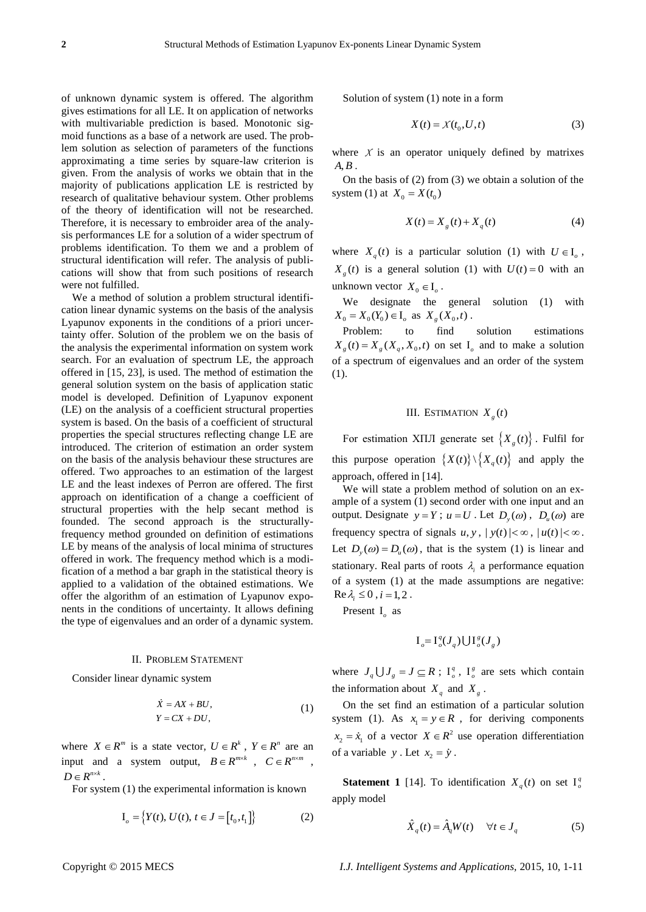of unknown dynamic system is offered. The algorithm gives estimations for all LE. It on application of networks with multivariable prediction is based. Monotonic sigmoid functions as a base of a network are used. The problem solution as selection of parameters of the functions approximating a time series by square-law criterion is given. From the analysis of works we obtain that in the majority of publications application LE is restricted by research of qualitative behaviour system. Other problems of the theory of identification will not be researched. Therefore, it is necessary to embroider area of the analysis performances LE for a solution of a wider spectrum of problems identification. To them we and a problem of structural identification will refer. The analysis of publications will show that from such positions of research were not fulfilled.

We a method of solution a problem structural identification linear dynamic systems on the basis of the analysis Lyapunov exponents in the conditions of a priori uncertainty offer. Solution of the problem we on the basis of the analysis the experimental information on system work search. For an evaluation of spectrum LE, the approach offered in [15, 23], is used. The method of estimation the general solution system on the basis of application static model is developed. Definition of Lyapunov exponent (LE) on the analysis of a coefficient structural properties system is based. On the basis of a coefficient of structural properties the special structures reflecting change LE are introduced. The criterion of estimation an order system on the basis of the analysis behaviour these structures are offered. Two approaches to an estimation of the largest LE and the least indexes of Perron are offered. The first approach on identification of a change a coefficient of structural properties with the help secant method is founded. The second approach is the structurally-frequency method grounded on definition of estimations LE by means of the analysis of local minima of structures offered in work. The frequency method which is a modification of a method a bar graph in the statistical theory is applied to a validation of the obtained estimations. We offer the algorithm of an estimation of Lyapunov exponents in the conditions of uncertainty. It allows defining the type of eigenvalues and an order of a dynamic system.

## II. Problem Statement

Consider linear dynamic system

$$\begin{aligned} \dot{X} &= AX + BU, \\ Y &= CX + DU, \end{aligned} \tag{1}$$

where $X \in R^m$ is a state vector, $U \in R^k$, $Y \in R^n$ are an input and a system output, $B \in R^{m \times k}$, $C \in R^{n \times m}$, $D \in R^{n \times k}$.

For system (1) the experimental information is known

$$\mathrm{I}_o = \left\{ Y(t),\, U(t),\, t \in J = [t_0, t_1] \right\} \tag{2}$$

Solution of system (1) note in a form

$$X(t) = \mathcal{X}(t_0, U, t) \tag{3}$$

where $\mathcal{X}$ is an operator uniquely defined by matrixes $A, B$.

On the basis of (2) from (3) we obtain a solution of the system (1) at $X_0 = X(t_0)$

$$X(t) = X_g(t) + X_q(t) \tag{4}$$

where $X_q(t)$ is a particular solution (1) with $U \in \mathrm{I}_o$, $X_g(t)$ is a general solution (1) with $U(t) = 0$ with an unknown vector $X_0 \in \mathrm{I}_o$.

We designate the general solution (1) with $X_0 = X_0(Y_0) \in \mathrm{I}_o$ as $X_g(X_0, t)$.

Problem: to find solution estimations $X_g(t) = X_g(X_q, X_0, t)$ on set $\mathrm{I}_o$ and to make a solution of a spectrum of eigenvalues and an order of the system (1).

## III. Estimation $X_g(t)$

For estimation ХПЛ generate set $\{X_g(t)\}$. Fulfil for this purpose operation $\{X(t)\} \setminus \{X_q(t)\}$ and apply the approach, offered in [14].

We will state a problem method of solution on an example of a system (1) second order with one input and an output. Designate $y = Y$; $u = U$. Let $D_y(\omega)$, $D_u(\omega)$ are frequency spectra of signals $u, y$, $|y(t)| < \infty$, $|u(t)| < \infty$. Let $D_y(\omega) = D_u(\omega)$, that is the system (1) is linear and stationary. Real parts of roots $\lambda_i$ a performance equation of a system (1) at the made assumptions are negative: $\operatorname{Re} \lambda_i \leq 0$, $i = 1, 2$.

Present $\mathrm{I}_o$ as

$$\mathrm{I}_o = \mathrm{I}_o^q(J_q) \bigcup \mathrm{I}_o^g(J_g)$$

where $J_q \bigcup J_g = J \subseteq R$; $\mathrm{I}_o^q$, $\mathrm{I}_o^g$ are sets which contain the information about $X_q$ and $X_g$.

On the set find an estimation of a particular solution system (1). As $x_1 = y \in R$, for deriving components $x_2 = \dot{x}_1$ of a vector $X \in R^2$ use operation differentiation of a variable $y$. Let $x_2 = \dot{y}$.

**Statement 1** [14]. To identification $X_q(t)$ on set $\mathrm{I}_o^q$ apply model

$$\hat{X}_q(t) = \hat{A}_q W(t) \quad \forall t \in J_q \tag{5}$$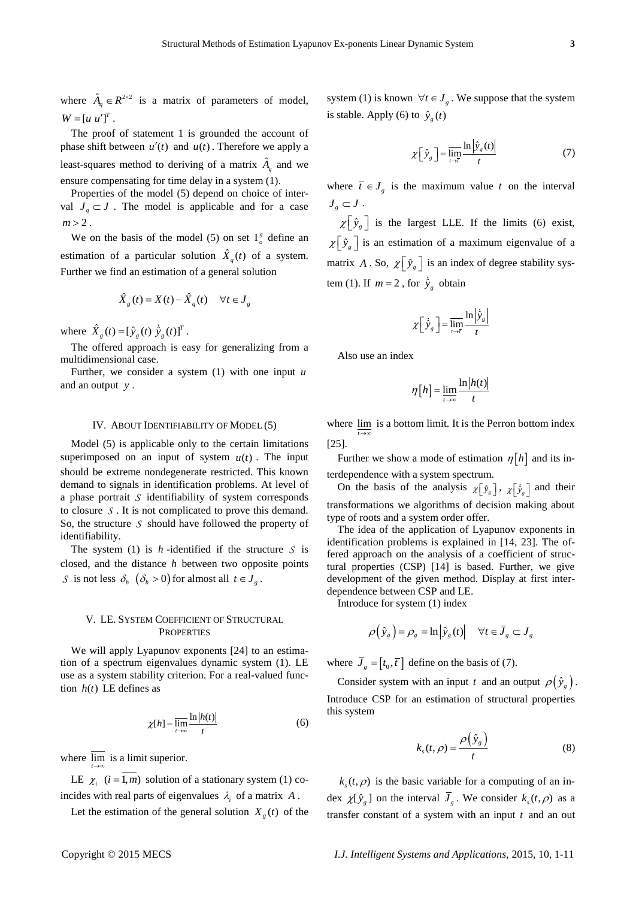where $\hat{A}_q \in R^{2\times 2}$ is a matrix of parameters of model, $W=[u\ u']^T$.

The proof of statement 1 is grounded the account of phase shift between $u'(t)$ and $u(t)$. Therefore we apply a least-squares method to deriving of a matrix $\hat{A}_q$ and we ensure compensating for time delay in a system (1).

Properties of the model (5) depend on choice of interval $J_q \subset J$. The model is applicable and for a case $m>2$.

We on the basis of the model (5) on set $\mathrm{I}_o^g$ define an estimation of a particular solution $\hat{X}_q(t)$ of a system. Further we find an estimation of a general solution

$$\hat{X}_g(t) = X(t) - \hat{X}_q(t) \quad \forall t \in J_g$$

where $\hat{X}_g(t) = [\hat{y}_g(t)\ \dot{\hat{y}}_g(t)]^T$.

The offered approach is easy for generalizing from a multidimensional case.

Further, we consider a system (1) with one input $u$ and an output $y$.

## IV. About Identifiability of Model (5)

Model (5) is applicable only to the certain limitations superimposed on an input of system $u(t)$. The input should be extreme nondegenerate restricted. This known demand to signals in identification problems. At level of a phase portrait $\mathcal{S}$ identifiability of system corresponds to closure $\mathcal{S}$. It is not complicated to prove this demand. So, the structure $\mathcal{S}$ should have followed the property of identifiability.

The system (1) is $h$-identified if the structure $\mathcal{S}$ is closed, and the distance $h$ between two opposite points $\mathcal{S}$ is not less $\delta_h$ $(\delta_h > 0)$ for almost all $t \in J_g$.

## V. LE. System Coefficient of Structural Properties

We will apply Lyapunov exponents [24] to an estimation of a spectrum eigenvalues dynamic system (1). LE use as a system stability criterion. For a real-valued function $h(t)$ LE defines as

$$\chi[h] = \overline{\lim_{t\to\infty}} \frac{\ln|h(t)|}{t} \tag{6}$$

where $\overline{\lim_{t\to\infty}}$ is a limit superior.

LE $\chi_i$ $(i=\overline{1,m})$ solution of a stationary system (1) coincides with real parts of eigenvalues $\lambda_i$ of a matrix $A$.

Let the estimation of the general solution $X_g(t)$ of the system (1) is known $\forall t \in J_g$. We suppose that the system is stable. Apply (6) to $\hat{y}_g(t)$

$$\chi\left[\hat{y}_g\right] = \overline{\lim_{t\to\bar{t}}} \frac{\ln\left|\hat{y}_g(t)\right|}{t} \tag{7}$$

where $\bar{t} \in J_g$ is the maximum value $t$ on the interval $J_g \subset J$.

$\chi\left[\hat{y}_g\right]$ is the largest LLE. If the limits (6) exist, $\chi\left[\hat{y}_g\right]$ is an estimation of a maximum eigenvalue of a matrix $A$. So, $\chi\left[\hat{y}_g\right]$ is an index of degree stability system (1). If $m=2$, for $\dot{\hat{y}}_g$ obtain

$$\chi\left[\dot{\hat{y}}_g\right] = \overline{\lim_{t\to\bar{t}}} \frac{\ln\left|\dot{\hat{y}}_g\right|}{t}$$

Also use an index

$$\eta\left[h\right] = \underline{\lim_{t\to\infty}} \frac{\ln\left|h(t)\right|}{t}$$

where $\underline{\lim_{t\to\infty}}$ is a bottom limit. It is the Perron bottom index [25].

Further we show a mode of estimation $\eta\left[h\right]$ and its interdependence with a system spectrum.

On the basis of the analysis $\chi\left[\hat{y}_g\right]$, $\chi\left[\dot{\hat{y}}_g\right]$ and their transformations we algorithms of decision making about type of roots and a system order offer.

The idea of the application of Lyapunov exponents in identification problems is explained in [14, 23]. The offered approach on the analysis of a coefficient of structural properties (CSP) [14] is based. Further, we give development of the given method. Display at first interdependence between CSP and LE.

Introduce for system (1) index

$$\rho\left(\hat{y}_g\right) = \rho_g = \ln\left|\hat{y}_g(t)\right| \quad \forall t \in \bar{J}_g \subset J_g$$

where $\bar{J}_g = \left[t_0, \bar{t}\right]$ define on the basis of (7).

Consider system with an input $t$ and an output $\rho\left(\hat{y}_g\right)$. Introduce CSP for an estimation of structural properties this system

$$k_s(t,\rho) = \frac{\rho\left(\hat{y}_g\right)}{t} \tag{8}$$

$k_s(t,\rho)$ is the basic variable for a computing of an index $\chi[\hat{y}_g]$ on the interval $\bar{J}_g$. We consider $k_s(t,\rho)$ as a transfer constant of a system with an input $t$ and an out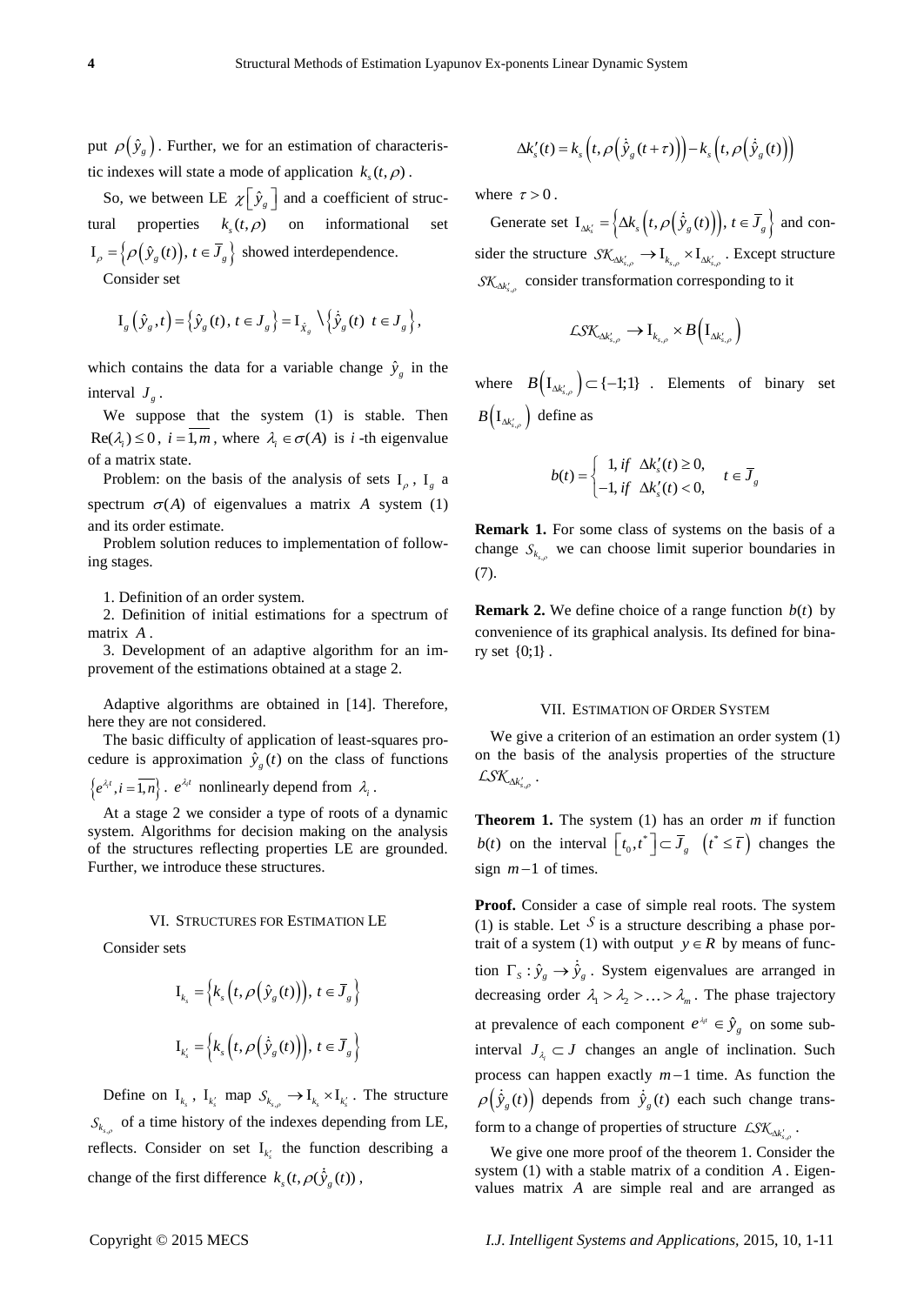put $\rho\left(\hat{y}_g\right)$. Further, we for an estimation of characteristic indexes will state a mode of application $k_s(t,\rho)$.

So, we between LE $\chi\left[\hat{y}_g\right]$ and a coefficient of structural properties $k_s(t,\rho)$ on informational set $\mathrm{I}_\rho = \left\{\rho\left(\hat{y}_g(t)\right),\, t \in \overline{J}_g\right\}$ showed interdependence.

Consider set

$$\mathrm{I}_g\left(\hat{y}_g, t\right) = \left\{\hat{y}_g(t),\, t \in J_g\right\} = \mathrm{I}_{\hat{X}_g} \setminus \left\{\dot{\hat{y}}_g(t)\;\, t \in J_g\right\},$$

which contains the data for a variable change $\hat{y}_g$ in the interval $J_g$.

We suppose that the system (1) is stable. Then $\mathrm{Re}(\lambda_i) \le 0$, $i = \overline{1,m}$, where $\lambda_i \in \sigma(A)$ is $i$-th eigenvalue of a matrix state.

Problem: on the basis of the analysis of sets $\mathrm{I}_\rho$, $\mathrm{I}_g$ a spectrum $\sigma(A)$ of eigenvalues a matrix $A$ system (1) and its order estimate.

Problem solution reduces to implementation of following stages.

1. Definition of an order system.
2. Definition of initial estimations for a spectrum of matrix $A$.
3. Development of an adaptive algorithm for an improvement of the estimations obtained at a stage 2.

Adaptive algorithms are obtained in [14]. Therefore, here they are not considered.

The basic difficulty of application of least-squares procedure is approximation $\hat{y}_g(t)$ on the class of functions $\left\{e^{\lambda_i t}, i = \overline{1,n}\right\}$. $e^{\lambda_i t}$ nonlinearly depend from $\lambda_i$.

At a stage 2 we consider a type of roots of a dynamic system. Algorithms for decision making on the analysis of the structures reflecting properties LE are grounded. Further, we introduce these structures.

## VI. Structures for Estimation LE

Consider sets

$$\mathrm{I}_{k_s} = \left\{k_s\left(t, \rho\left(\hat{y}_g(t)\right)\right),\, t \in \overline{J}_g\right\}$$

$$\mathrm{I}_{k'_s} = \left\{k_s\left(t, \rho\left(\dot{\hat{y}}_g(t)\right)\right),\, t \in \overline{J}_g\right\}$$

Define on $\mathrm{I}_{k_s}$, $\mathrm{I}_{k'_s}$ map $\mathcal{S}_{k_{s,\rho}} \to \mathrm{I}_{k_s} \times \mathrm{I}_{k'_s}$. The structure $\mathcal{S}_{k_{s,\rho}}$ of a time history of the indexes depending from LE, reflects. Consider on set $\mathrm{I}_{k'_s}$ the function describing a change of the first difference $k_s(t, \rho(\dot{\hat{y}}_g(t)))$,

$$\Delta k'_s(t) = k_s\left(t, \rho\left(\dot{\hat{y}}_g(t+\tau)\right)\right) - k_s\left(t, \rho\left(\dot{\hat{y}}_g(t)\right)\right)$$

where $\tau > 0$.

Generate set $\mathrm{I}_{\Delta k'_s} = \left\{\Delta k_s\left(t, \rho\left(\dot{\hat{y}}_g(t)\right)\right),\, t \in \overline{J}_g\right\}$ and consider the structure $\mathcal{SK}_{\Delta k'_{s,\rho}} \to \mathrm{I}_{k_{s,\rho}} \times \mathrm{I}_{\Delta k'_{s,\rho}}$. Except structure $\mathcal{SK}_{\Delta k'_{s,\rho}}$ consider transformation corresponding to it

$$\mathcal{LSK}_{\Delta k'_{s,\rho}} \to \mathrm{I}_{k_{s,\rho}} \times B\left(\mathrm{I}_{\Delta k'_{s,\rho}}\right)$$

where $B\left(\mathrm{I}_{\Delta k'_{s,\rho}}\right) \subset \{-1;1\}$. Elements of binary set $B\left(\mathrm{I}_{\Delta k'_{s,\rho}}\right)$ define as

$$b(t) = \begin{cases} 1, & if\;\; \Delta k'_s(t) \ge 0, \\ -1, & if\;\; \Delta k'_s(t) < 0, \end{cases} \quad t \in \overline{J}_g$$

**Remark 1.** For some class of systems on the basis of a change $\mathcal{S}_{k_{s,\rho}}$ we can choose limit superior boundaries in (7).

**Remark 2.** We define choice of a range function $b(t)$ by convenience of its graphical analysis. Its defined for binary set $\{0;1\}$.

## VII. Estimation of Order System

We give a criterion of an estimation an order system (1) on the basis of the analysis properties of the structure $\mathcal{LSK}_{\Delta k'_{s,\rho}}$.

**Theorem 1.** The system (1) has an order $m$ if function $b(t)$ on the interval $\left[t_0, t^*\right] \subset \overline{J}_g$ $\left(t^* \le \overline{t}\right)$ changes the sign $m-1$ of times.

**Proof.** Consider a case of simple real roots. The system (1) is stable. Let $\mathcal{S}$ is a structure describing a phase portrait of a system (1) with output $y \in R$ by means of function $\Gamma_S : \hat{y}_g \to \dot{\hat{y}}_g$. System eigenvalues are arranged in decreasing order $\lambda_1 > \lambda_2 > \ldots > \lambda_m$. The phase trajectory at prevalence of each component $e^{\lambda_i t} \in \hat{y}_g$ on some subinterval $J_{\lambda_i} \subset J$ changes an angle of inclination. Such process can happen exactly $m-1$ time. As function the $\rho\left(\dot{\hat{y}}_g(t)\right)$ depends from $\dot{\hat{y}}_g(t)$ each such change transform to a change of properties of structure $\mathcal{LSK}_{\Delta k'_{s,\rho}}$.

We give one more proof of the theorem 1. Consider the system (1) with a stable matrix of a condition $A$. Eigenvalues matrix $A$ are simple real and are arranged as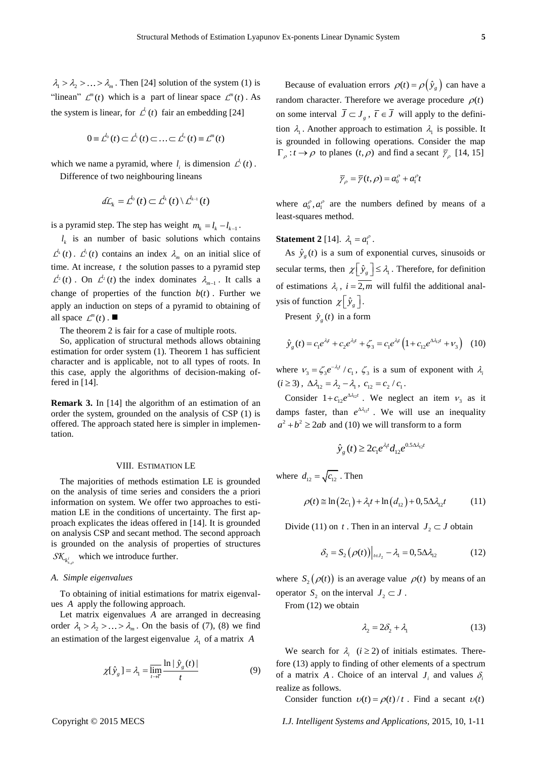$\lambda_1 > \lambda_2 > \ldots > \lambda_m$. Then [24] solution of the system (1) is "linean" $\mathcal{L}^m(t)$ which is a part of linear space $\mathcal{L}^m(t)$. As the system is linear, for $\mathcal{L}^{l_i}(t)$ fair an embedding [24]

$$0 \equiv \mathcal{L}^{l_0}(t) \subset \mathcal{L}^{l_1}(t) \subset \ldots \subset \mathcal{L}^{l_n}(t) \equiv \mathcal{L}^m(t)$$

which we name a pyramid, where $l_i$ is dimension $\mathcal{L}^{l_i}(t)$.

Difference of two neighbouring lineans

$$d\mathcal{L}_k = \mathcal{L}^{l_0}(t) \subset \mathcal{L}^{l_k}(t) \setminus \mathcal{L}^{l_{k-1}}(t)$$

is a pyramid step. The step has weight $m_k = l_k - l_{k-1}$.

$l_k$ is an number of basic solutions which contains $\mathcal{L}^{l_k}(t)$. $\mathcal{L}^{l_1}(t)$ contains an index $\lambda_m$ on an initial slice of time. At increase, $t$ the solution passes to a pyramid step $\mathcal{L}^{l_2}(t)$. On $\mathcal{L}^{l_2}(t)$ the index dominates $\lambda_{m-1}$. It calls a change of properties of the function $b(t)$. Further we apply an induction on steps of a pyramid to obtaining of all space $\mathcal{L}^m(t)$. ■

The theorem 2 is fair for a case of multiple roots.

So, application of structural methods allows obtaining estimation for order system (1). Theorem 1 has sufficient character and is applicable, not to all types of roots. In this case, apply the algorithms of decision-making offered in [14].

**Remark 3.** In [14] the algorithm of an estimation of an order the system, grounded on the analysis of CSP (1) is offered. The approach stated here is simpler in implementation.

## VIII. Estimation LE

The majorities of methods estimation LE is grounded on the analysis of time series and considers the a priori information on system. We offer two approaches to estimation LE in the conditions of uncertainty. The first approach explicates the ideas offered in [14]. It is grounded on analysis CSP and secant method. The second approach is grounded on the analysis of properties of structures $\mathcal{SK}_{k^i_{s,\rho}}$ which we introduce further.

### A. Simple eigenvalues

To obtaining of initial estimations for matrix eigenvalues $A$ apply the following approach.

Let matrix eigenvalues $A$ are arranged in decreasing order $\lambda_1 > \lambda_2 > \ldots > \lambda_m$. On the basis of (7), (8) we find an estimation of the largest eigenvalue $\lambda_1$ of a matrix $A$

$$\chi[\hat{y}_g] = \lambda_1 = \overline{\lim_{t \to \overline{T}}} \frac{\ln |\hat{y}_g(t)|}{t} \tag{9}$$

Because of evaluation errors $\rho(t) = \rho(\hat{y}_g)$ can have a random character. Therefore we average procedure $\rho(t)$ on some interval $\overline{J} \subset J_g$, $\overline{t} \in \overline{J}$ will apply to the definition $\lambda_1$. Another approach to estimation $\lambda_1$ is possible. It is grounded in following operations. Consider the map $\Gamma_\rho : t \to \rho$ to planes $(t, \rho)$ and find a secant $\overline{\gamma}_\rho$ [14, 15]

$$\overline{\gamma}_\rho = \overline{\gamma}(t, \rho) = a_0^\rho + a_1^\rho t$$

where $a_0^\rho, a_1^\rho$ are the numbers defined by means of a least-squares method.

**Statement 2** [14]. $\lambda_1 = a_1^\rho$.

As $\hat{y}_g(t)$ is a sum of exponential curves, sinusoids or secular terms, then $\chi\left[\hat{y}_g\right] \le \lambda_1$. Therefore, for definition of estimations $\lambda_i$, $i = \overline{2, m}$ will fulfil the additional analysis of function $\chi\left[\hat{y}_g\right]$.

Present $\hat{y}_g(t)$ in a form

$$\hat{y}_g(t) = c_1 e^{\lambda_1 t} + c_2 e^{\lambda_2 t} + \zeta_3 = c_1 e^{\lambda_1 t}\left(1 + c_{12} e^{\Delta\lambda_{12} t} + \nu_3\right) \tag{10}$$

where $\nu_3 = \zeta_3 e^{-\lambda_1 t} / c_1$, $\zeta_3$ is a sum of exponent with $\lambda_i$ $(i \ge 3)$, $\Delta\lambda_{12} = \lambda_2 - \lambda_1$, $c_{12} = c_2 / c_1$.

Consider $1 + c_{12} e^{\Delta\lambda_{12} t}$. We neglect an item $\nu_3$ as it damps faster, than $e^{\Delta\lambda_{12} t}$. We will use an inequality $a^2 + b^2 \ge 2ab$ and (10) we will transform to a form

$$\hat{y}_g(t) \ge 2 c_1 e^{\lambda_1 t} d_{12} e^{0.5\Delta\lambda_{12} t}$$

where $d_{12} = \sqrt{c_{12}}$. Then

$$\rho(t) \cong \ln(2c_1) + \lambda_1 t + \ln(d_{12}) + 0{,}5\Delta\lambda_{12} t \tag{11}$$

Divide (11) on $t$. Then in an interval $J_2 \subset J$ obtain

$$\delta_2 = S_2\left(\rho(t)\right)\Big|_{t \in J_2} - \lambda_1 = 0{,}5\Delta\lambda_{12} \tag{12}$$

where $S_2\left(\rho(t)\right)$ is an average value $\rho(t)$ by means of an operator $S_2$ on the interval $J_2 \subset J$.

From (12) we obtain

$$\lambda_2 = 2\delta_2 + \lambda_1 \tag{13}$$

We search for $\lambda_i$ $(i \ge 2)$ of initials estimates. Therefore (13) apply to finding of other elements of a spectrum of a matrix $A$. Choice of an interval $J_i$ and values $\delta_i$ realize as follows.

Consider function $\upsilon(t) = \rho(t)/t$. Find a secant $\upsilon(t)$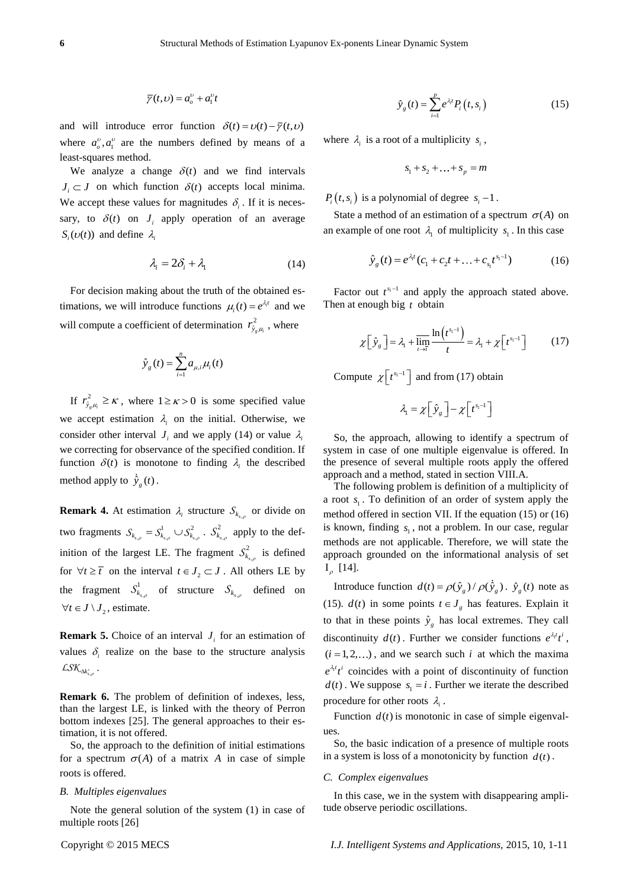$$\overline{\gamma}(t,\upsilon) = a_o^\upsilon + a_1^\upsilon t$$

and will introduce error function $\delta(t) = \upsilon(t) - \overline{\gamma}(t,\upsilon)$ where $a_o^\upsilon, a_1^\upsilon$ are the numbers defined by means of a least-squares method.

We analyze a change $\delta(t)$ and we find intervals $J_i \subset J$ on which function $\delta(t)$ accepts local minima. We accept these values for magnitudes $\delta_i$. If it is necessary, to $\delta(t)$ on $J_i$ apply operation of an average $S_i(\upsilon(t))$ and define $\lambda_i$

$$\lambda_i = 2\delta_i + \lambda_1 \tag{14}$$

For decision making about the truth of the obtained estimations, we will introduce functions $\mu_i(t) = e^{\lambda_i t}$ and we will compute a coefficient of determination $r^2_{\hat{y}_g \mu_i}$, where

$$\hat{y}_g(t) = \sum_{i=1}^{n} a_{\mu,i} \mu_i(t)$$

If $r^2_{\hat{y}_g \mu_i} \geq \kappa$, where $1 \geq \kappa > 0$ is some specified value we accept estimation $\lambda_i$ on the initial. Otherwise, we consider other interval $J_i$ and we apply (14) or value $\lambda_i$ we correcting for observance of the specified condition. If function $\delta(t)$ is monotone to finding $\lambda_i$ the described method apply to $\dot{\hat{y}}_g(t)$.

**Remark 4.** At estimation $\lambda_i$ structure $\mathcal{S}_{k_{s,\rho}}$ or divide on two fragments $\mathcal{S}_{k_{s,\rho}} = \mathcal{S}^1_{k_{s,\rho}} \cup \mathcal{S}^2_{k_{s,\rho}}$. $\mathcal{S}^2_{k_{s,\rho}}$ apply to the definition of the largest LE. The fragment $\mathcal{S}^2_{k_{s,\rho}}$ is defined for $\forall t \geq \overline{t}$ on the interval $t \in J_2 \subset J$. All others LE by the fragment $\mathcal{S}^1_{k_{s,\rho}}$ of structure $\mathcal{S}_{k_{s,\rho}}$ defined on $\forall t \in J \setminus J_2$, estimate.

**Remark 5.** Choice of an interval $J_i$ for an estimation of values $\delta_i$ realize on the base to the structure analysis $\mathcal{LSK}_{\Delta k'_{s,\rho}}$.

**Remark 6.** The problem of definition of indexes, less, than the largest LE, is linked with the theory of Perron bottom indexes [25]. The general approaches to their estimation, it is not offered.

So, the approach to the definition of initial estimations for a spectrum $\sigma(A)$ of a matrix $A$ in case of simple roots is offered.

### B. Multiples eigenvalues

Note the general solution of the system (1) in case of multiple roots [26]

$$\hat{y}_g(t) = \sum_{i=1}^{p} e^{\lambda_i t} P_i(t, s_i) \tag{15}$$

where $\lambda_i$ is a root of a multiplicity $s_i$,

$$s_1 + s_2 + \ldots + s_p = m$$

$P_i(t, s_i)$ is a polynomial of degree $s_i - 1$.

State a method of an estimation of a spectrum $\sigma(A)$ on an example of one root $\lambda_1$ of multiplicity $s_1$. In this case

$$\hat{y}_g(t) = e^{\lambda_1 t}(c_1 + c_2 t + \ldots + c_{s_1} t^{s_1 - 1}) \tag{16}$$

Factor out $t^{s_1-1}$ and apply the approach stated above. Then at enough big $t$ obtain

$$\chi\left[\hat{y}_g\right] = \lambda_1 + \overline{\lim_{t \to \overline{t}}} \frac{\ln\left(t^{s_1-1}\right)}{t} = \lambda_1 + \chi\left[t^{s_1-1}\right] \tag{17}$$

Compute $\chi\left[t^{s_1-1}\right]$ and from (17) obtain

$$\lambda_1 = \chi\left[\hat{y}_g\right] - \chi\left[t^{s_1-1}\right]$$

So, the approach, allowing to identify a spectrum of system in case of one multiple eigenvalue is offered. In the presence of several multiple roots apply the offered approach and a method, stated in section VIII.A.

The following problem is definition of a multiplicity of a root $s_1$. To definition of an order of system apply the method offered in section VII. If the equation (15) or (16) is known, finding $s_1$, not a problem. In our case, regular methods are not applicable. Therefore, we will state the approach grounded on the informational analysis of set $\mathrm{I}_\rho$ [14].

Introduce function $d(t) = \rho(\hat{y}_g) / \rho(\dot{\hat{y}}_g)$. $\hat{y}_g(t)$ note as (15). $d(t)$ in some points $t \in J_g$ has features. Explain it to that in these points $\hat{y}_g$ has local extremes. They call discontinuity $d(t)$. Further we consider functions $e^{\lambda_1 t} t^i$, $(i = 1, 2, \ldots)$, and we search such $i$ at which the maxima $e^{\lambda_1 t} t^i$ coincides with a point of discontinuity of function $d(t)$. We suppose $s_1 = i$. Further we iterate the described procedure for other roots $\lambda_i$.

Function $d(t)$ is monotonic in case of simple eigenvalues.

So, the basic indication of a presence of multiple roots in a system is loss of a monotonicity by function $d(t)$.

### C. Complex eigenvalues

In this case, we in the system with disappearing amplitude observe periodic oscillations.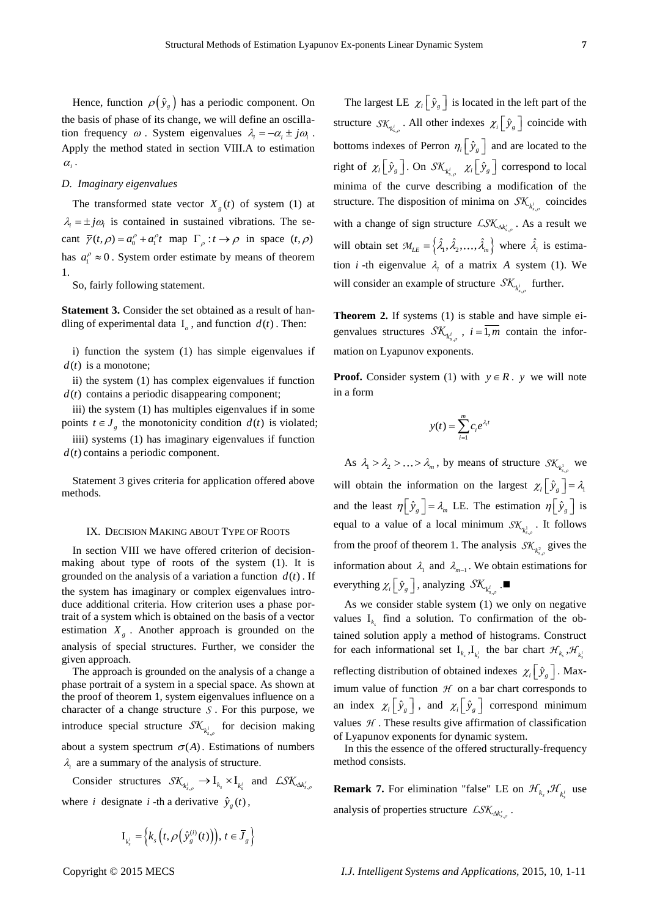Hence, function $\rho\left(\hat{y}_g\right)$ has a periodic component. On the basis of phase of its change, we will define an oscillation frequency $\omega$. System eigenvalues $\lambda_i = -\alpha_i \pm j\omega_i$. Apply the method stated in section VIII.A to estimation $\alpha_i$.

### D. Imaginary eigenvalues

The transformed state vector $X_g(t)$ of system (1) at $\lambda_i = \pm j\omega_i$ is contained in sustained vibrations. The secant $\bar{y}(t,\rho) = a_0^\rho + a_1^\rho t$ map $\Gamma_\rho : t \to \rho$ in space $(t,\rho)$ has $a_1^\rho \approx 0$. System order estimate by means of theorem 1.

So, fairly following statement.

**Statement 3.** Consider the set obtained as a result of handling of experimental data $\mathrm{I}_o$, and function $d(t)$. Then:

i) function the system (1) has simple eigenvalues if $d(t)$ is a monotone;

ii) the system (1) has complex eigenvalues if function $d(t)$ contains a periodic disappearing component;

iii) the system (1) has multiples eigenvalues if in some points $t \in J_g$ the monotonicity condition $d(t)$ is violated;

iiii) systems (1) has imaginary eigenvalues if function $d(t)$ contains a periodic component.

Statement 3 gives criteria for application offered above methods.

## IX. Decision Making about Type of Roots

In section VIII we have offered criterion of decision-making about type of roots of the system (1). It is grounded on the analysis of a variation a function $d(t)$. If the system has imaginary or complex eigenvalues introduce additional criteria. How criterion uses a phase portrait of a system which is obtained on the basis of a vector estimation $X_g$. Another approach is grounded on the analysis of special structures. Further, we consider the given approach.

The approach is grounded on the analysis of a change a phase portrait of a system in a special space. As shown at the proof of theorem 1, system eigenvalues influence on a character of a change structure $\mathcal{S}$. For this purpose, we introduce special structure $\mathcal{SK}_{k_{s,\rho}^i}$ for decision making about a system spectrum $\sigma(A)$. Estimations of numbers $\lambda_i$ are a summary of the analysis of structure.

Consider structures $\mathcal{SK}_{k_{s,\rho}^i} \to \mathrm{I}_{k_s} \times \mathrm{I}_{k_s^i}$ and $\mathcal{LSK}_{\Delta k_{s,\rho}^i}$ where $i$ designate $i$-th a derivative $\hat{y}_g(t)$,

$$\mathrm{I}_{k_s^i} = \left\{ k_s\left(t, \rho\left(\hat{y}_g^{(i)}(t)\right)\right),\ t \in \bar{J}_g \right\}$$

The largest LE $\chi_l\left[\hat{y}_g\right]$ is located in the left part of the structure $\mathcal{SK}_{k_{s,\rho}^i}$. All other indexes $\chi_i\left[\hat{y}_g\right]$ coincide with bottoms indexes of Perron $\eta_i\left[\hat{y}_g\right]$ and are located to the right of $\chi_l\left[\hat{y}_g\right]$. On $\mathcal{SK}_{k_{s,\rho}^i}$ $\chi_i\left[\hat{y}_g\right]$ correspond to local minima of the curve describing a modification of the structure. The disposition of minima on $\mathcal{SK}_{k_{s,\rho}^i}$ coincides with a change of sign structure $\mathcal{LSK}_{\Delta k_{s,\rho}^i}$. As a result we will obtain set $\mathcal{M}_{LE} = \left\{\hat{\lambda}_1, \hat{\lambda}_2, \ldots, \hat{\lambda}_m\right\}$ where $\hat{\lambda}_i$ is estimation $i$-th eigenvalue $\lambda_i$ of a matrix $A$ system (1). We will consider an example of structure $\mathcal{SK}_{k_{s,\rho}^i}$ further.

**Theorem 2.** If systems (1) is stable and have simple eigenvalues structures $\mathcal{SK}_{k_{s,\rho}^i}$, $i = \overline{1,m}$ contain the information on Lyapunov exponents.

**Proof.** Consider system (1) with $y \in R$. $y$ we will note in a form

$$y(t) = \sum_{i=1}^{m} c_i e^{\lambda_i t}$$

As $\lambda_1 > \lambda_2 > \ldots > \lambda_m$, by means of structure $\mathcal{SK}_{k_{s,\rho}^1}$ we will obtain the information on the largest $\chi_l\left[\hat{y}_g\right] = \lambda_1$ and the least $\eta\left[\hat{y}_g\right] = \lambda_m$ LE. The estimation $\eta\left[\hat{y}_g\right]$ is equal to a value of a local minimum $\mathcal{SK}_{k_{s,\rho}^1}$. It follows from the proof of theorem 1. The analysis $\mathcal{SK}_{k_{s,\rho}^2}$ gives the information about $\lambda_1$ and $\lambda_{m-1}$. We obtain estimations for everything $\chi_i\left[\hat{y}_g\right]$, analyzing $\mathcal{SK}_{k_{s,\rho}^i}$. ■

As we consider stable system (1) we only on negative values $\mathrm{I}_{k_s}$ find a solution. To confirmation of the obtained solution apply a method of histograms. Construct for each informational set $\mathrm{I}_{k_s}, \mathrm{I}_{k_s^i}$ the bar chart $\mathcal{H}_{k_s}, \mathcal{H}_{k_s^i}$ reflecting distribution of obtained indexes $\chi_i\left[\hat{y}_g\right]$. Maximum value of function $\mathcal{H}$ on a bar chart corresponds to an index $\chi_l\left[\hat{y}_g\right]$, and $\chi_i\left[\hat{y}_g\right]$ correspond minimum values $\mathcal{H}$. These results give affirmation of classification of Lyapunov exponents for dynamic system.

In this the essence of the offered structurally-frequency method consists.

**Remark 7.** For elimination "false" LE on $\mathcal{H}_{k_s}, \mathcal{H}_{k_s^i}$ use analysis of properties structure $\mathcal{LSK}_{\Delta k_{s,\rho}^i}$.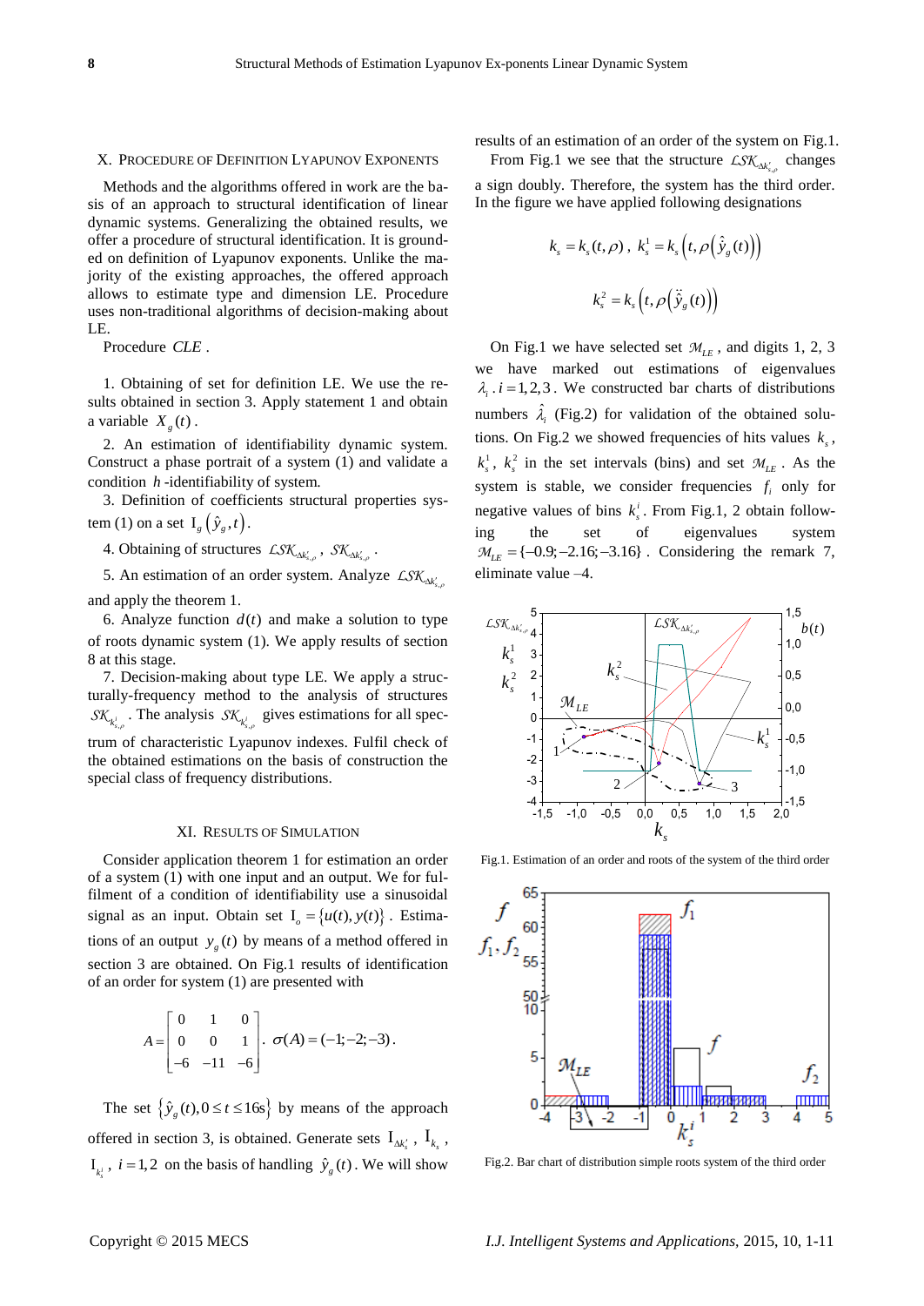## X. Procedure of Definition Lyapunov Exponents

Methods and the algorithms offered in work are the basis of an approach to structural identification of linear dynamic systems. Generalizing the obtained results, we offer a procedure of structural identification. It is grounded on definition of Lyapunov exponents. Unlike the majority of the existing approaches, the offered approach allows to estimate type and dimension LE. Procedure uses non-traditional algorithms of decision-making about LE.

Procedure *CLE* .

1. Obtaining of set for definition LE. We use the results obtained in section 3. Apply statement 1 and obtain a variable $X_g(t)$.

2. An estimation of identifiability dynamic system. Construct a phase portrait of a system (1) and validate a condition $h$ -identifiability of system.

3. Definition of coefficients structural properties system (1) on a set $\mathrm{I}_g\left(\hat{y}_g, t\right)$.

4. Obtaining of structures $\mathcal{LSK}_{\Delta k'_{s,\rho}}$, $\mathcal{SK}_{\Delta k'_{s,\rho}}$.

5. An estimation of an order system. Analyze $\mathcal{LSK}_{\Delta k'_{s,\rho}}$ and apply the theorem 1.

6. Analyze function $d(t)$ and make a solution to type of roots dynamic system (1). We apply results of section 8 at this stage.

7. Decision-making about type LE. We apply a structurally-frequency method to the analysis of structures $\mathcal{SK}_{k^i_{s,\rho}}$. The analysis $\mathcal{SK}_{k^i_{s,\rho}}$ gives estimations for all spectrum of characteristic Lyapunov indexes. Fulfil check of the obtained estimations on the basis of construction the special class of frequency distributions.

## XI. Results of Simulation

Consider application theorem 1 for estimation an order of a system (1) with one input and an output. We for fulfilment of a condition of identifiability use a sinusoidal signal as an input. Obtain set $\mathrm{I}_o = \{u(t), y(t)\}$. Estimations of an output $y_g(t)$ by means of a method offered in section 3 are obtained. On Fig.1 results of identification of an order for system (1) are presented with

$$A = \begin{bmatrix} 0 & 1 & 0 \\ 0 & 0 & 1 \\ -6 & -11 & -6 \end{bmatrix}, \ \sigma(A) = (-1; -2; -3).$$

The set $\left\{\hat{y}_g(t), 0 \le t \le 16\text{s}\right\}$ by means of the approach offered in section 3, is obtained. Generate sets $\mathrm{I}_{\Delta k'_s}$, $\mathrm{I}_{k_s}$, $\mathrm{I}_{k^i_s}$, $i = 1, 2$ on the basis of handling $\hat{y}_g(t)$. We will show results of an estimation of an order of the system on Fig.1.

From Fig.1 we see that the structure $\mathcal{LSK}_{\Delta k'_{s,\rho}}$ changes a sign doubly. Therefore, the system has the third order. In the figure we have applied following designations

$$k_s = k_s(t, \rho), \ k^1_s = k_s\left(t, \rho\left(\dot{\hat{y}}_g(t)\right)\right)$$

$$k^2_s = k_s\left(t, \rho\left(\ddot{\hat{y}}_g(t)\right)\right)$$

On Fig.1 we have selected set $\mathcal{M}_{LE}$, and digits 1, 2, 3 we have marked out estimations of eigenvalues $\lambda_i$, $i = 1, 2, 3$. We constructed bar charts of distributions numbers $\hat{\lambda}_i$ (Fig.2) for validation of the obtained solutions. On Fig.2 we showed frequencies of hits values $k_s$, $k^1_s$, $k^2_s$ in the set intervals (bins) and set $\mathcal{M}_{LE}$. As the system is stable, we consider frequencies $f_i$ only for negative values of bins $k^i_s$. From Fig.1, 2 obtain following the set of eigenvalues system $\mathcal{M}_{LE} = \{-0.9; -2.16; -3.16\}$. Considering the remark 7, eliminate value –4.

Fig.1. Estimation of an order and roots of the system of the third order

Fig.2. Bar chart of distribution simple roots system of the third order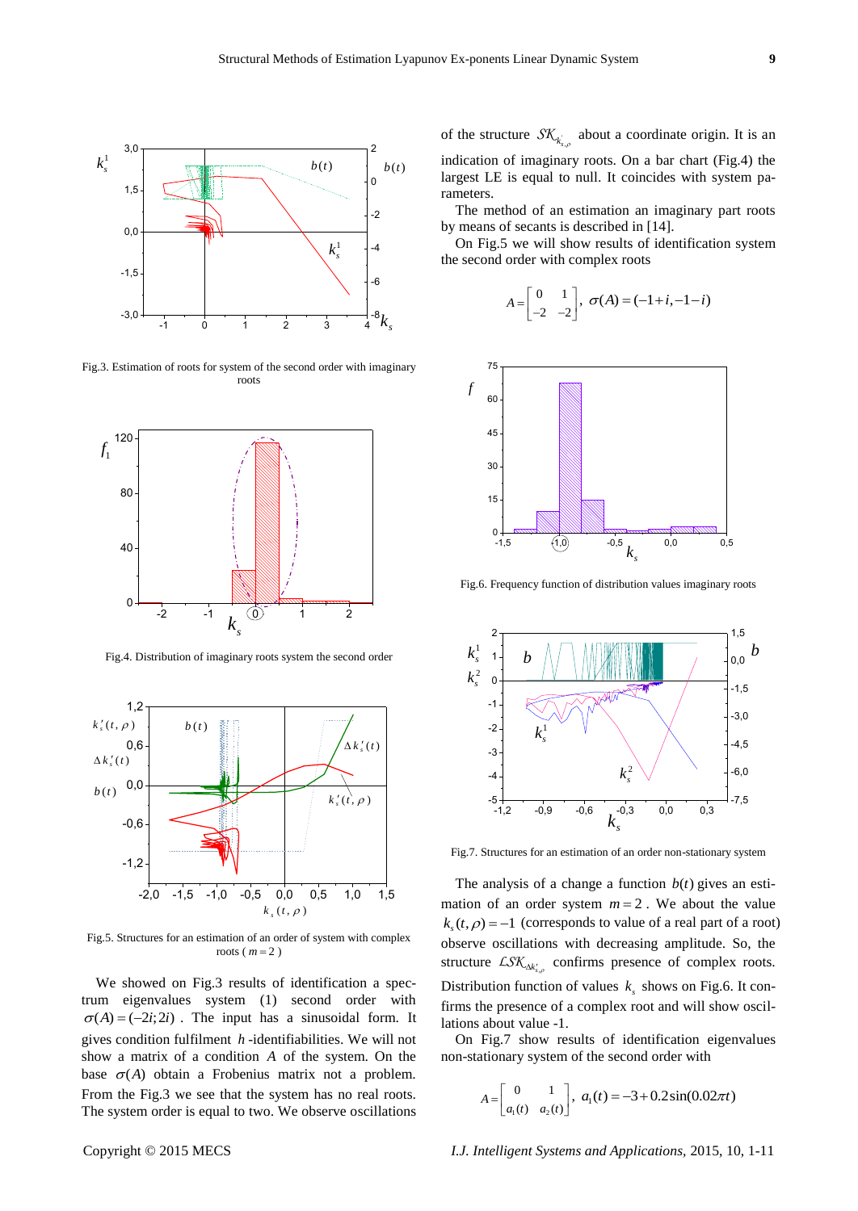Fig.3. Estimation of roots for system of the second order with imaginary roots

Fig.4. Distribution of imaginary roots system the second order

Fig.5. Structures for an estimation of an order of system with complex roots ( $m=2$ )

We showed on Fig.3 results of identification a spectrum eigenvalues system (1) second order with $\sigma(A)=(-2i;2i)$ . The input has a sinusoidal form. It gives condition fulfilment $h$ -identifiabilities. We will not show a matrix of a condition $A$ of the system. On the base $\sigma(A)$ obtain a Frobenius matrix not a problem. From the Fig.3 we see that the system has no real roots. The system order is equal to two. We observe oscillations of the structure $\mathcal{SK}_{k_{s,\rho}^1}$ about a coordinate origin. It is an indication of imaginary roots. On a bar chart (Fig.4) the largest LE is equal to null. It coincides with system parameters.

The method of an estimation an imaginary part roots by means of secants is described in [14].

On Fig.5 we will show results of identification system the second order with complex roots

$$A=\begin{bmatrix} 0 & 1 \\ -2 & -2 \end{bmatrix},\ \sigma(A)=(-1+i,-1-i)$$

Fig.6. Frequency function of distribution values imaginary roots

Fig.7. Structures for an estimation of an order non-stationary system

The analysis of a change a function $b(t)$ gives an estimation of an order system $m=2$ . We about the value $k_s(t,\rho)=-1$ (corresponds to value of a real part of a root) observe oscillations with decreasing amplitude. So, the structure $\mathcal{LSK}_{\Delta k_s'}$ confirms presence of complex roots. Distribution function of values $k_s$ shows on Fig.6. It confirms the presence of a complex root and will show oscillations about value -1.

On Fig.7 show results of identification eigenvalues non-stationary system of the second order with

$$A=\begin{bmatrix} 0 & 1 \\ a_1(t) & a_2(t) \end{bmatrix},\ a_1(t)=-3+0.2\sin(0.02\pi t)$$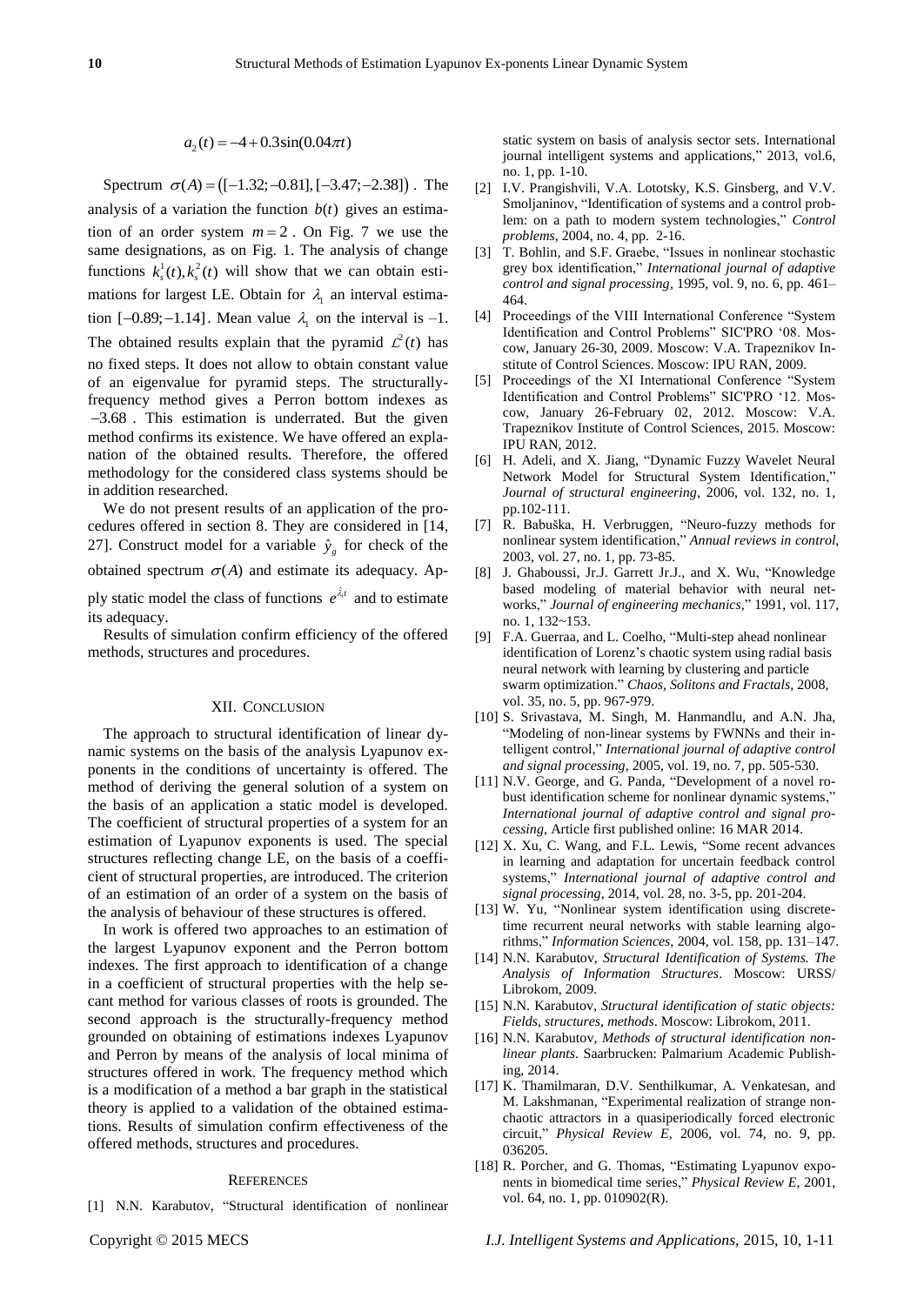$$a_2(t) = -4 + 0.3\sin(0.04\pi t)$$

Spectrum $\sigma(A) = ([-1.32; -0.81], [-3.47; -2.38])$. The analysis of a variation the function $b(t)$ gives an estimation of an order system $m = 2$. On Fig. 7 we use the same designations, as on Fig. 1. The analysis of change functions $k_s^1(t), k_s^2(t)$ will show that we can obtain estimations for largest LE. Obtain for $\lambda_1$ an interval estimation $[-0.89; -1.14]$. Mean value $\lambda_1$ on the interval is –1. The obtained results explain that the pyramid $\mathcal{L}^2(t)$ has no fixed steps. It does not allow to obtain constant value of an eigenvalue for pyramid steps. The structurally-frequency method gives a Perron bottom indexes as $-3.68$. This estimation is underrated. But the given method confirms its existence. We have offered an explanation of the obtained results. Therefore, the offered methodology for the considered class systems should be in addition researched.

We do not present results of an application of the procedures offered in section 8. They are considered in [14, 27]. Construct model for a variable $\hat{y}_g$ for check of the obtained spectrum $\sigma(A)$ and estimate its adequacy. Apply static model the class of functions $e^{\hat{\lambda}_i t}$ and to estimate its adequacy.

Results of simulation confirm efficiency of the offered methods, structures and procedures.

## XII. Conclusion

The approach to structural identification of linear dynamic systems on the basis of the analysis Lyapunov exponents in the conditions of uncertainty is offered. The method of deriving the general solution of a system on the basis of an application a static model is developed. The coefficient of structural properties of a system for an estimation of Lyapunov exponents is used. The special structures reflecting change LE, on the basis of a coefficient of structural properties, are introduced. The criterion of an estimation of an order of a system on the basis of the analysis of behaviour of these structures is offered.

In work is offered two approaches to an estimation of the largest Lyapunov exponent and the Perron bottom indexes. The first approach to identification of a change in a coefficient of structural properties with the help secant method for various classes of roots is grounded. The second approach is the structurally-frequency method grounded on obtaining of estimations indexes Lyapunov and Perron by means of the analysis of local minima of structures offered in work. The frequency method which is a modification of a method a bar graph in the statistical theory is applied to a validation of the obtained estimations. Results of simulation confirm effectiveness of the offered methods, structures and procedures.

## References

[1] N.N. Karabutov, "Structural identification of nonlinear static system on basis of analysis sector sets. International journal intelligent systems and applications," 2013, vol.6, no. 1, pp. 1-10.

[2] I.V. Prangishvili, V.A. Lototsky, K.S. Ginsberg, and V.V. Smoljaninov, "Identification of systems and a control problem: on a path to modern system technologies," *Control problems*, 2004, no. 4, pp. 2-16.

[3] T. Bohlin, and S.F. Graebe, "Issues in nonlinear stochastic grey box identification," *International journal of adaptive control and signal processing*, 1995, vol. 9, no. 6, pp. 461–464.

[4] Proceedings of the VIII International Conference "System Identification and Control Problems" SIC'PRO '08. Moscow, January 26-30, 2009. Moscow: V.A. Trapeznikov Institute of Control Sciences. Moscow: IPU RAN, 2009.

[5] Proceedings of the XI International Conference "System Identification and Control Problems" SIC'PRO '12. Moscow, January 26-February 02, 2012. Moscow: V.A. Trapeznikov Institute of Control Sciences, 2015. Moscow: IPU RAN, 2012.

[6] H. Adeli, and X. Jiang, "Dynamic Fuzzy Wavelet Neural Network Model for Structural System Identification," *Journal of structural engineering*, 2006, vol. 132, no. 1, pp.102-111.

[7] R. Babuška, H. Verbruggen, "Neuro-fuzzy methods for nonlinear system identification," *Annual reviews in control*, 2003, vol. 27, no. 1, pp. 73-85.

[8] J. Ghaboussi, Jr.J. Garrett Jr.J., and X. Wu, "Knowledge based modeling of material behavior with neural networks," *Journal of engineering mechanics*," 1991, vol. 117, no. 1, 132~153.

[9] F.A. Guerraa, and L. Coelho, "Multi-step ahead nonlinear identification of Lorenz's chaotic system using radial basis neural network with learning by clustering and particle swarm optimization." *Chaos, Solitons and Fractals*, 2008, vol. 35, no. 5, pp. 967-979.

[10] S. Srivastava, M. Singh, M. Hanmandlu, and A.N. Jha, "Modeling of non-linear systems by FWNNs and their intelligent control," *International journal of adaptive control and signal processing*, 2005, vol. 19, no. 7, pp. 505-530.

[11] N.V. George, and G. Panda, "Development of a novel robust identification scheme for nonlinear dynamic systems," *International journal of adaptive control and signal processing*, Article first published online: 16 MAR 2014.

[12] X. Xu, C. Wang, and F.L. Lewis, "Some recent advances in learning and adaptation for uncertain feedback control systems," *International journal of adaptive control and signal processing*, 2014, vol. 28, no. 3-5, pp. 201-204.

[13] W. Yu, "Nonlinear system identification using discrete-time recurrent neural networks with stable learning algorithms," *Information Sciences*, 2004, vol. 158, pp. 131–147.

[14] N.N. Karabutov, *Structural Identification of Systems. The Analysis of Information Structures*. Moscow: URSS/ Librokom, 2009.

[15] N.N. Karabutov, *Structural identification of static objects: Fields, structures, methods*. Moscow: Librokom, 2011.

[16] N.N. Karabutov, *Methods of structural identification nonlinear plants*. Saarbrucken: Palmarium Academic Publishing, 2014.

[17] K. Thamilmaran, D.V. Senthilkumar, A. Venkatesan, and M. Lakshmanan, "Experimental realization of strange nonchaotic attractors in a quasiperiodically forced electronic circuit," *Physical Review E*, 2006, vol. 74, no. 9, pp. 036205.

[18] R. Porcher, and G. Thomas, "Estimating Lyapunov exponents in biomedical time series," *Physical Review E*, 2001, vol. 64, no. 1, pp. 010902(R).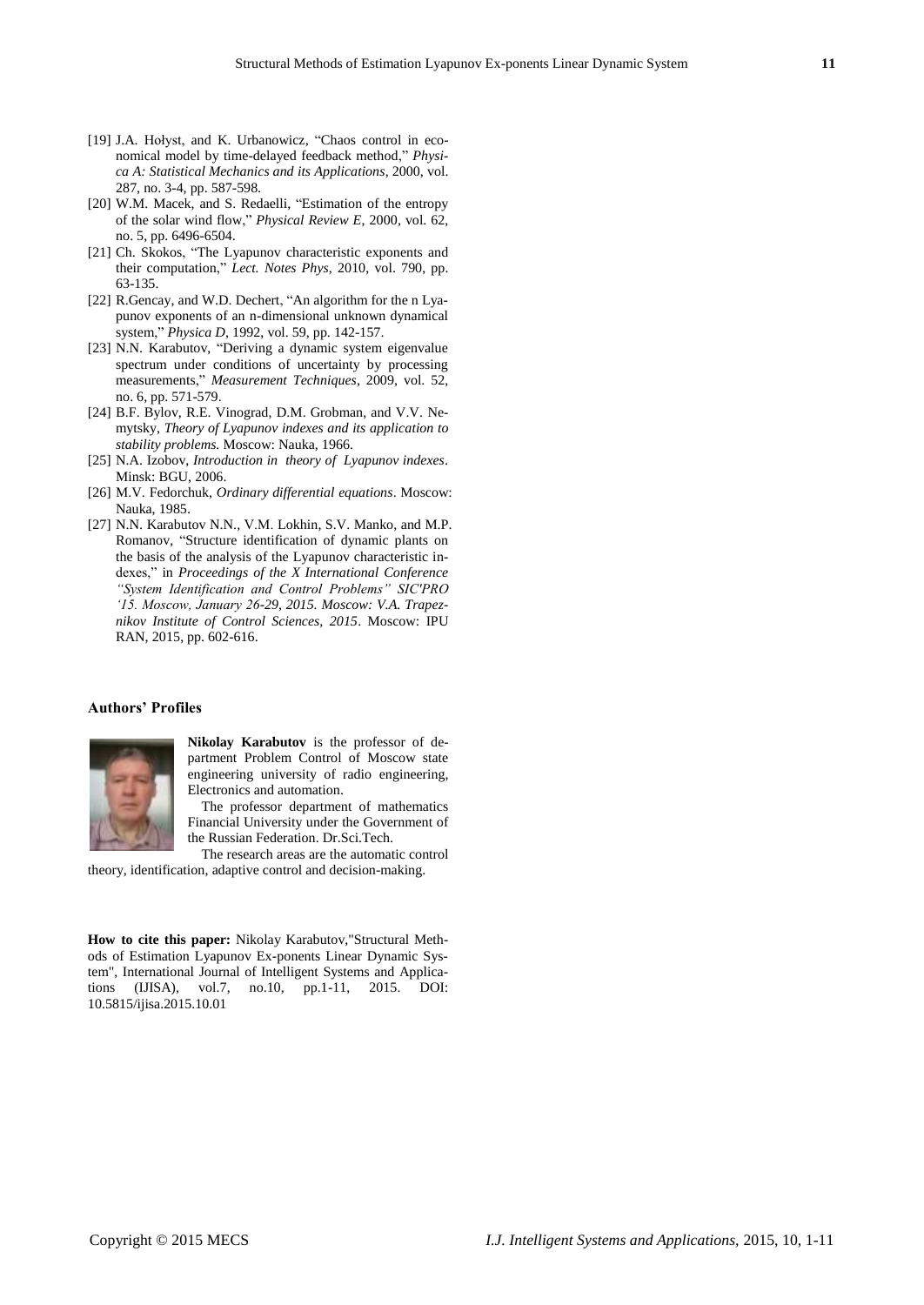[19] J.A. Hołyst, and K. Urbanowicz, "Chaos control in economical model by time-delayed feedback method," *Physica A: Statistical Mechanics and its Applications*, 2000, vol. 287, no. 3-4, pp. 587-598.

[20] W.M. Macek, and S. Redaelli, "Estimation of the entropy of the solar wind flow," *Physical Review E*, 2000, vol. 62, no. 5, pp. 6496-6504.

[21] Ch. Skokos, "The Lyapunov characteristic exponents and their computation," *Lect. Notes Phys*, 2010, vol. 790, pp. 63-135.

[22] R.Gencay, and W.D. Dechert, "An algorithm for the n Lyapunov exponents of an n-dimensional unknown dynamical system," *Physica D*, 1992, vol. 59, pp. 142-157.

[23] N.N. Karabutov, "Deriving a dynamic system eigenvalue spectrum under conditions of uncertainty by processing measurements," *Measurement Techniques*, 2009, vol. 52, no. 6, pp. 571-579.

[24] B.F. Bylov, R.E. Vinograd, D.M. Grobman, and V.V. Nemytsky, *Theory of Lyapunov indexes and its application to stability problems.* Moscow: Nauka, 1966.

[25] N.A. Izobov, *Introduction in theory of Lyapunov indexes*. Minsk: BGU, 2006.

[26] M.V. Fedorchuk, *Ordinary differential equations*. Moscow: Nauka, 1985.

[27] N.N. Karabutov N.N., V.M. Lokhin, S.V. Manko, and M.P. Romanov, "Structure identification of dynamic plants on the basis of the analysis of the Lyapunov characteristic indexes," in *Proceedings of the X International Conference "System Identification and Control Problems" SIC'PRO '15. Moscow, January 26-29, 2015. Moscow: V.A. Trapeznikov Institute of Control Sciences, 2015*. Moscow: IPU RAN, 2015, pp. 602-616.

## Authors' Profiles

**Nikolay Karabutov** is the professor of department Problem Control of Moscow state engineering university of radio engineering, Electronics and automation.

The professor department of mathematics Financial University under the Government of the Russian Federation. Dr.Sci.Tech.

The research areas are the automatic control theory, identification, adaptive control and decision-making.

**How to cite this paper:** Nikolay Karabutov,"Structural Methods of Estimation Lyapunov Ex-ponents Linear Dynamic System", International Journal of Intelligent Systems and Applications (IJISA), vol.7, no.10, pp.1-11, 2015. DOI: 10.5815/ijisa.2015.10.01